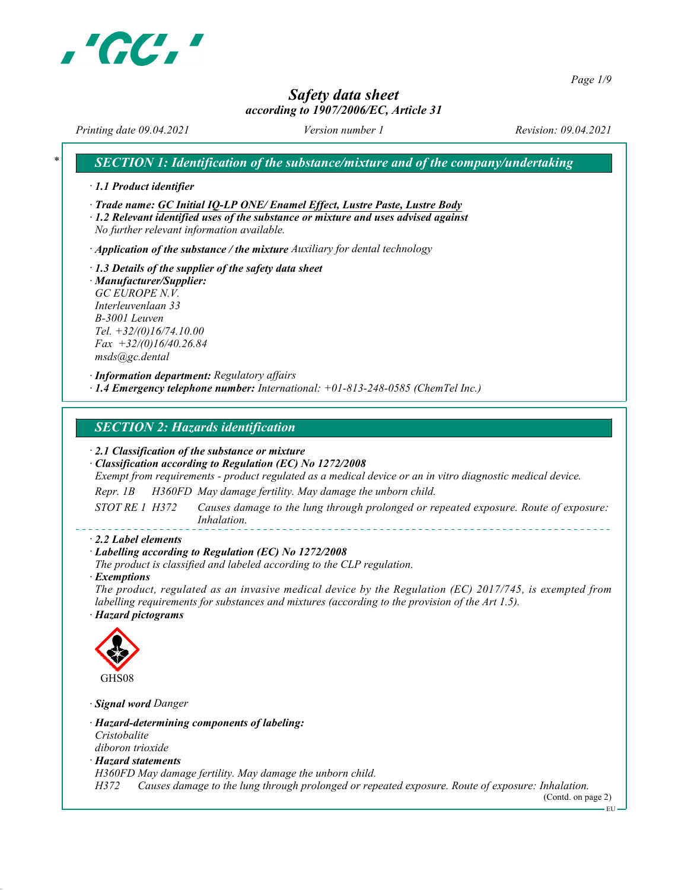# Safety data sheet

*according to 1907/2006/EC, Article 31*

*Printing date 09.04.2021* *Version number 1* *Revision: 09.04.2021*

## SECTION 1: Identification of the substance/mixture and of the company/undertaking

· **1.1 Product identifier**

· **Trade name: GC Initial IQ-LP ONE/ Enamel Effect, Lustre Paste, Lustre Body**

· **1.2 Relevant identified uses of the substance or mixture and uses advised against**
No further relevant information available.

· **Application of the substance / the mixture** Auxiliary for dental technology

· **1.3 Details of the supplier of the safety data sheet**

· **Manufacturer/Supplier:**
GC EUROPE N.V.
Interleuvenlaan 33
B-3001 Leuven
Tel. +32/(0)16/74.10.00
Fax +32/(0)16/40.26.84
msds@gc.dental

· **Information department:** Regulatory affairs

· **1.4 Emergency telephone number:** International: +01-813-248-0585 (ChemTel Inc.)

## SECTION 2: Hazards identification

· **2.1 Classification of the substance or mixture**

· **Classification according to Regulation (EC) No 1272/2008**
Exempt from requirements - product regulated as a medical device or an in vitro diagnostic medical device.

Repr. 1B H360FD May damage fertility. May damage the unborn child.

STOT RE 1 H372 Causes damage to the lung through prolonged or repeated exposure. Route of exposure: Inhalation.

· **2.2 Label elements**

· **Labelling according to Regulation (EC) No 1272/2008**
The product is classified and labeled according to the CLP regulation.

· **Exemptions**
The product, regulated as an invasive medical device by the Regulation (EC) 2017/745, is exempted from labelling requirements for substances and mixtures (according to the provision of the Art 1.5).

· **Hazard pictograms**

GHS08

· **Signal word** Danger

· **Hazard-determining components of labeling:**
Cristobalite
diboron trioxide

· **Hazard statements**
H360FD May damage fertility. May damage the unborn child.
H372 Causes damage to the lung through prolonged or repeated exposure. Route of exposure: Inhalation.

(Contd. on page 2)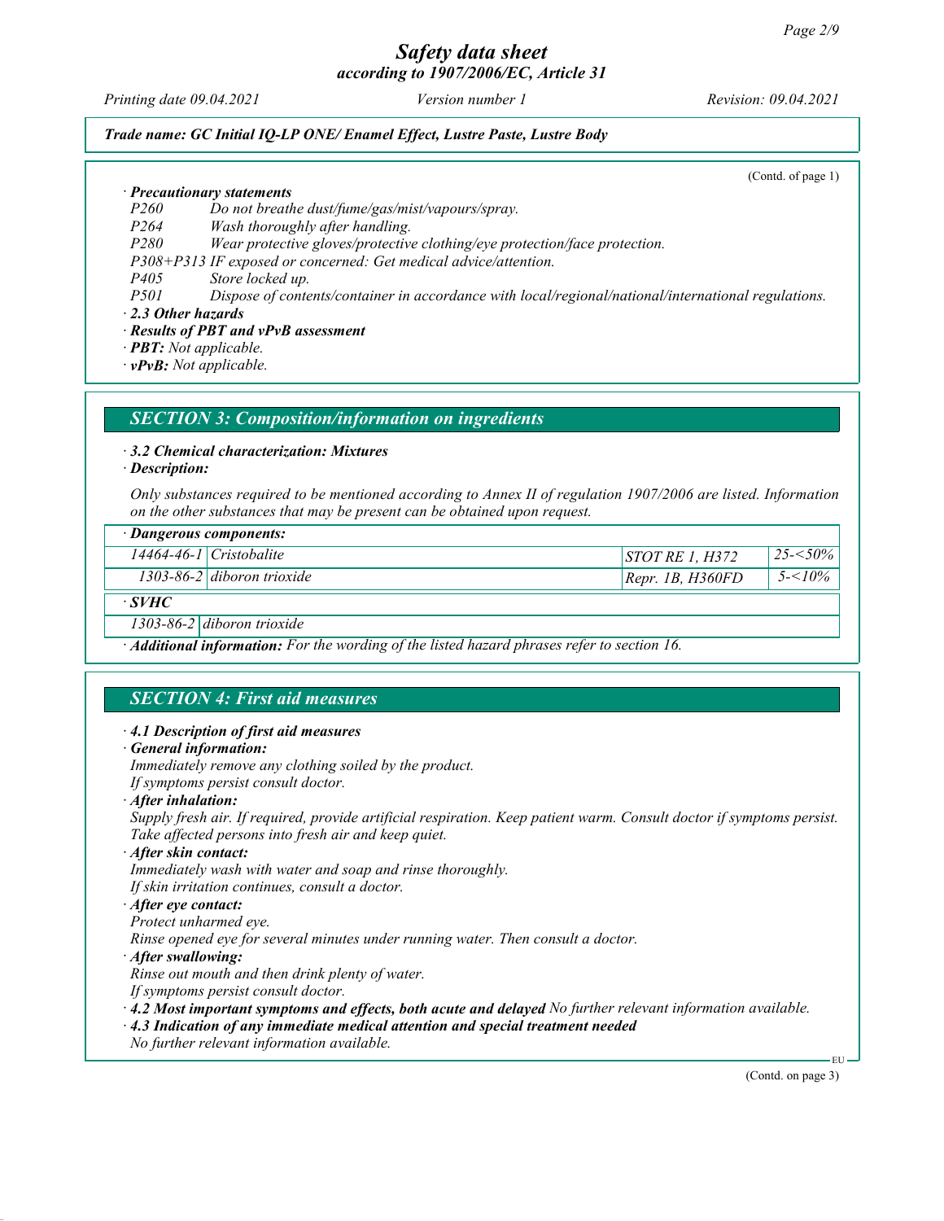*Trade name: GC Initial IQ-LP ONE/ Enamel Effect, Lustre Paste, Lustre Body*

(Contd. of page 1)

· ***Precautionary statements***

*P260 Do not breathe dust/fume/gas/mist/vapours/spray.*
*P264 Wash thoroughly after handling.*
*P280 Wear protective gloves/protective clothing/eye protection/face protection.*
*P308+P313 IF exposed or concerned: Get medical advice/attention.*
*P405 Store locked up.*
*P501 Dispose of contents/container in accordance with local/regional/national/international regulations.*

· ***2.3 Other hazards***

· ***Results of PBT and vPvB assessment***

· ***PBT:*** *Not applicable.*

· ***vPvB:*** *Not applicable.*

## *SECTION 3: Composition/information on ingredients*

· ***3.2 Chemical characterization: Mixtures***

· ***Description:***

*Only substances required to be mentioned according to Annex II of regulation 1907/2006 are listed. Information on the other substances that may be present can be obtained upon request.*

| · **Dangerous components:** | | | |
|---|---|---|---|
| *14464-46-1* | *Cristobalite* | *STOT RE 1, H372* | *25-<50%* |
| *1303-86-2* | *diboron trioxide* | *Repr. 1B, H360FD* | *5-<10%* |

| · **SVHC** | |
|---|---|
| *1303-86-2* | *diboron trioxide* |

· ***Additional information:*** *For the wording of the listed hazard phrases refer to section 16.*

## *SECTION 4: First aid measures*

· ***4.1 Description of first aid measures***

· ***General information:***

*Immediately remove any clothing soiled by the product.*
*If symptoms persist consult doctor.*

· ***After inhalation:***

*Supply fresh air. If required, provide artificial respiration. Keep patient warm. Consult doctor if symptoms persist.*
*Take affected persons into fresh air and keep quiet.*

· ***After skin contact:***

*Immediately wash with water and soap and rinse thoroughly.*
*If skin irritation continues, consult a doctor.*

· ***After eye contact:***

*Protect unharmed eye.*
*Rinse opened eye for several minutes under running water. Then consult a doctor.*

· ***After swallowing:***

*Rinse out mouth and then drink plenty of water.*
*If symptoms persist consult doctor.*

· ***4.2 Most important symptoms and effects, both acute and delayed*** *No further relevant information available.*

· ***4.3 Indication of any immediate medical attention and special treatment needed***

*No further relevant information available.*

(Contd. on page 3)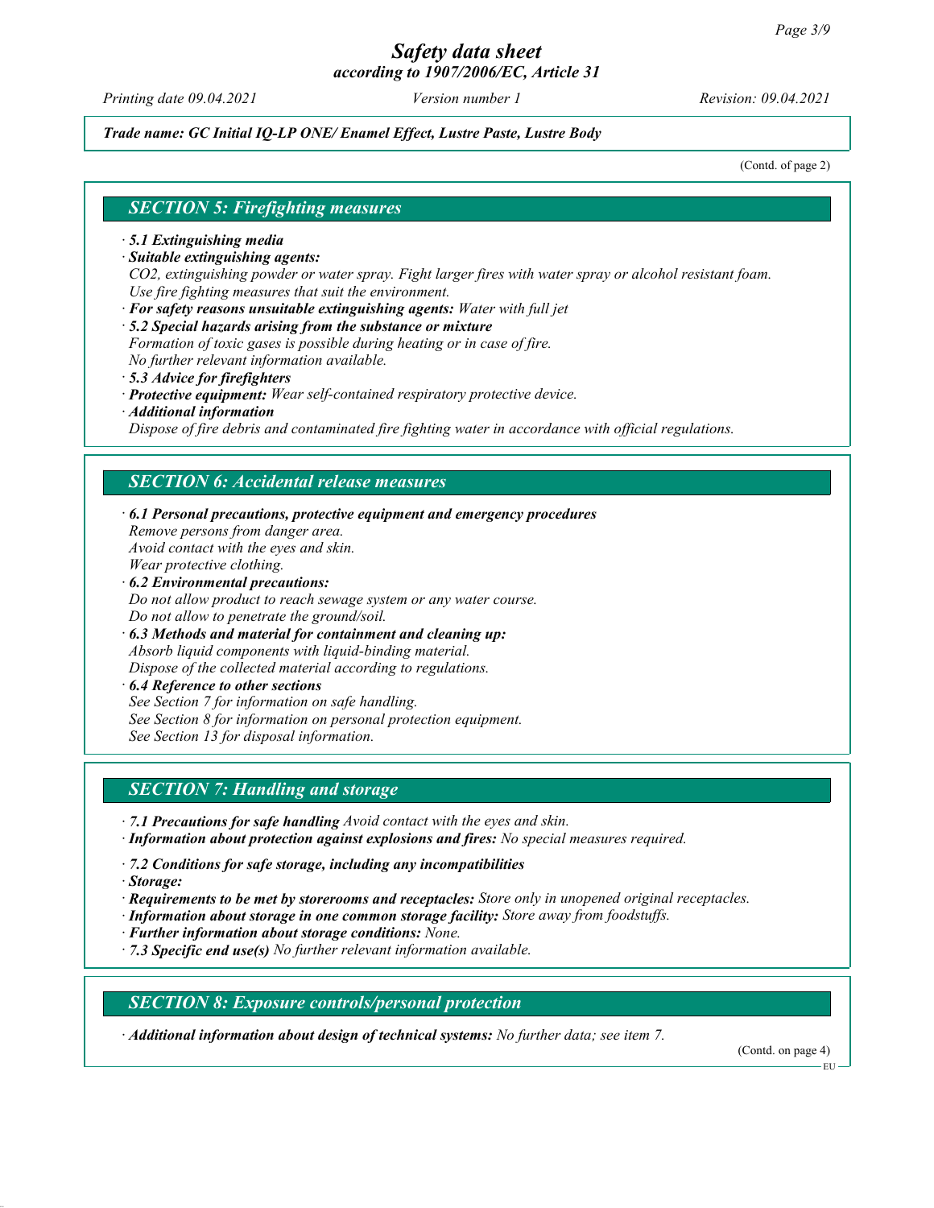*Trade name: GC Initial IQ-LP ONE/ Enamel Effect, Lustre Paste, Lustre Body*

(Contd. of page 2)

## SECTION 5: Firefighting measures

· **5.1 Extinguishing media**
· **Suitable extinguishing agents:**
$CO_2$, extinguishing powder or water spray. Fight larger fires with water spray or alcohol resistant foam.
Use fire fighting measures that suit the environment.
· **For safety reasons unsuitable extinguishing agents:** Water with full jet
· **5.2 Special hazards arising from the substance or mixture**
Formation of toxic gases is possible during heating or in case of fire.
No further relevant information available.
· **5.3 Advice for firefighters**
· **Protective equipment:** Wear self-contained respiratory protective device.
· **Additional information**
Dispose of fire debris and contaminated fire fighting water in accordance with official regulations.

## SECTION 6: Accidental release measures

· **6.1 Personal precautions, protective equipment and emergency procedures**
Remove persons from danger area.
Avoid contact with the eyes and skin.
Wear protective clothing.
· **6.2 Environmental precautions:**
Do not allow product to reach sewage system or any water course.
Do not allow to penetrate the ground/soil.
· **6.3 Methods and material for containment and cleaning up:**
Absorb liquid components with liquid-binding material.
Dispose of the collected material according to regulations.
· **6.4 Reference to other sections**
See Section 7 for information on safe handling.
See Section 8 for information on personal protection equipment.
See Section 13 for disposal information.

## SECTION 7: Handling and storage

· **7.1 Precautions for safe handling** Avoid contact with the eyes and skin.
· **Information about protection against explosions and fires:** No special measures required.

· **7.2 Conditions for safe storage, including any incompatibilities**
· **Storage:**
· **Requirements to be met by storerooms and receptacles:** Store only in unopened original receptacles.
· **Information about storage in one common storage facility:** Store away from foodstuffs.
· **Further information about storage conditions:** None.
· **7.3 Specific end use(s)** No further relevant information available.

## SECTION 8: Exposure controls/personal protection

· **Additional information about design of technical systems:** No further data; see item 7.

(Contd. on page 4)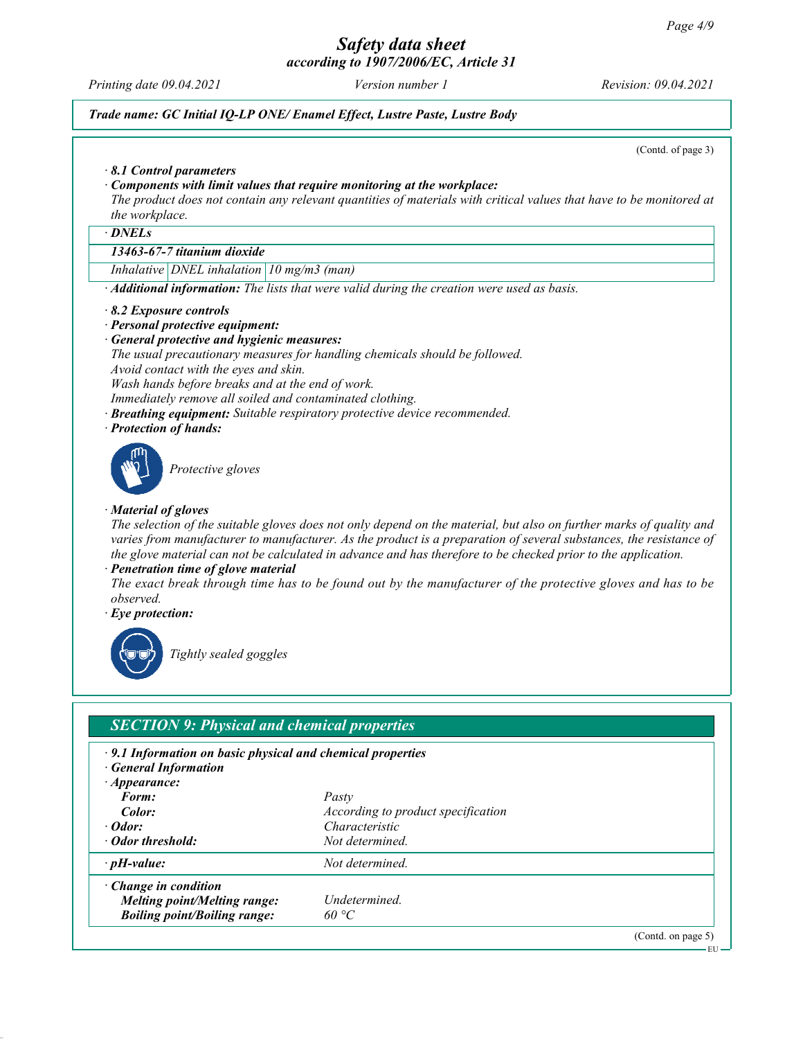*Trade name: GC Initial IQ-LP ONE/ Enamel Effect, Lustre Paste, Lustre Body*

(Contd. of page 3)

· ***8.1 Control parameters***

· ***Components with limit values that require monitoring at the workplace:***

*The product does not contain any relevant quantities of materials with critical values that have to be monitored at the workplace.*

· ***DNELs***

| ***13463-67-7 titanium dioxide*** | | |
|---|---|---|
| *Inhalative* | *DNEL inhalation* | *10 mg/m3 (man)* |

· ***Additional information:*** *The lists that were valid during the creation were used as basis.*

· ***8.2 Exposure controls***

· ***Personal protective equipment:***

· ***General protective and hygienic measures:***

*The usual precautionary measures for handling chemicals should be followed.*
*Avoid contact with the eyes and skin.*
*Wash hands before breaks and at the end of work.*
*Immediately remove all soiled and contaminated clothing.*

· ***Breathing equipment:*** *Suitable respiratory protective device recommended.*

· ***Protection of hands:***

*Protective gloves*

· ***Material of gloves***

*The selection of the suitable gloves does not only depend on the material, but also on further marks of quality and varies from manufacturer to manufacturer. As the product is a preparation of several substances, the resistance of the glove material can not be calculated in advance and has therefore to be checked prior to the application.*

· ***Penetration time of glove material***

*The exact break through time has to be found out by the manufacturer of the protective gloves and has to be observed.*

· ***Eye protection:***

*Tightly sealed goggles*

## *SECTION 9: Physical and chemical properties*

· ***9.1 Information on basic physical and chemical properties***

· ***General Information***

· ***Appearance:***

| | |
|---|---|
| ***Form:*** | *Pasty* |
| ***Color:*** | *According to product specification* |
| · ***Odor:*** | *Characteristic* |
| · ***Odor threshold:*** | *Not determined.* |
| · ***pH-value:*** | *Not determined.* |
| · ***Change in condition*** | |
| ***Melting point/Melting range:*** | *Undetermined.* |
| ***Boiling point/Boiling range:*** | *60 °C* |

(Contd. on page 5)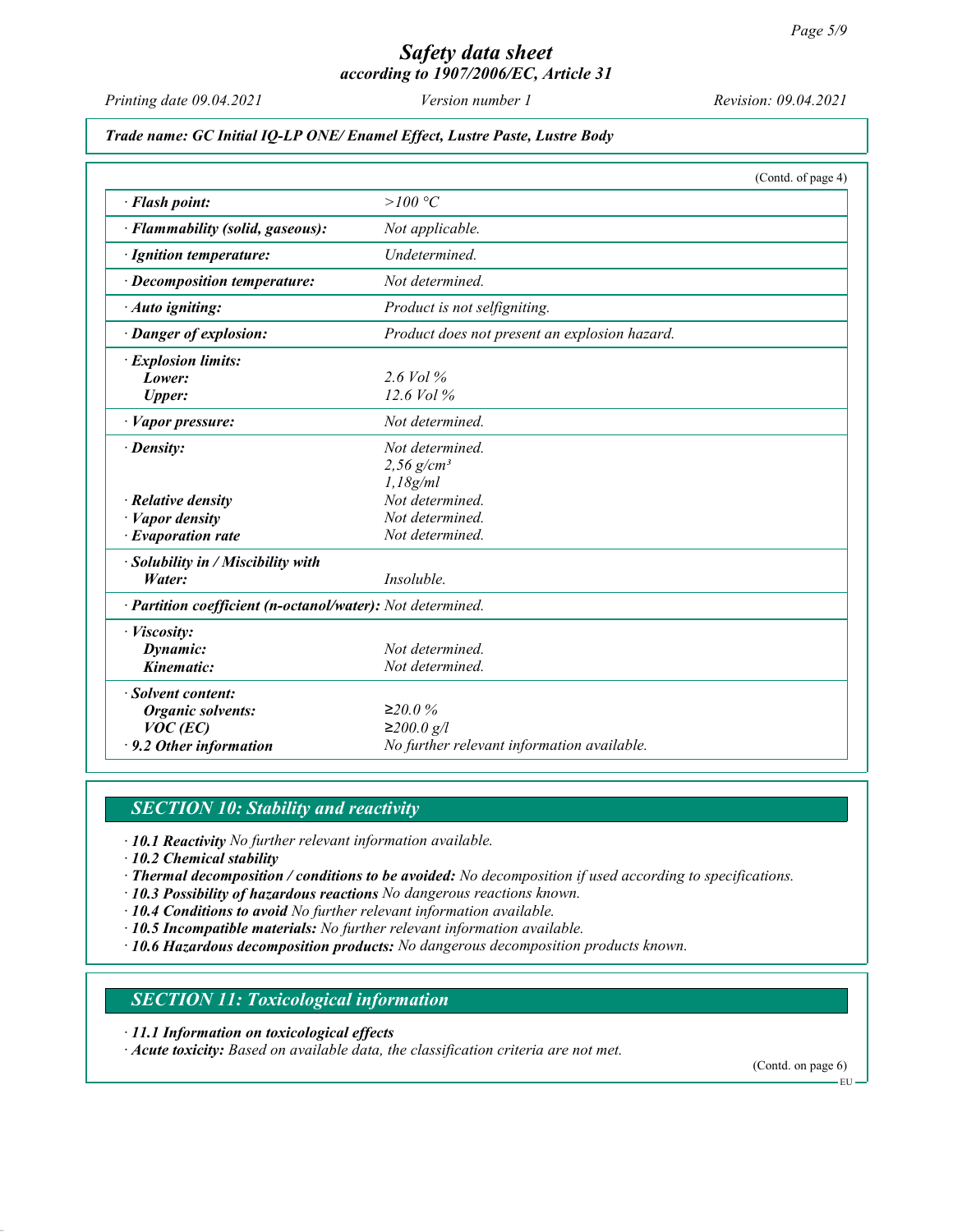# Safety data sheet
## according to 1907/2006/EC, Article 31

*Printing date 09.04.2021* *Version number 1* *Revision: 09.04.2021*

***Trade name: GC Initial IQ-LP ONE/ Enamel Effect, Lustre Paste, Lustre Body***

(Contd. of page 4)

| | |
|---|---|
| **· Flash point:** | *>100 °C* |
| **· Flammability (solid, gaseous):** | *Not applicable.* |
| **· Ignition temperature:** | *Undetermined.* |
| **· Decomposition temperature:** | *Not determined.* |
| **· Auto igniting:** | *Product is not selfigniting.* |
| **· Danger of explosion:** | *Product does not present an explosion hazard.* |
| **· Explosion limits:** | |
| **Lower:** | *2.6 Vol %* |
| **Upper:** | *12.6 Vol %* |
| **· Vapor pressure:** | *Not determined.* |
| **· Density:** | *Not determined.* |
| | *2,56 g/cm³* |
| | *1,18g/ml* |
| **· Relative density** | *Not determined.* |
| **· Vapor density** | *Not determined.* |
| **· Evaporation rate** | *Not determined.* |
| **· Solubility in / Miscibility with** | |
| **Water:** | *Insoluble.* |
| **· Partition coefficient (n-octanol/water):** | *Not determined.* |
| **· Viscosity:** | |
| **Dynamic:** | *Not determined.* |
| **Kinematic:** | *Not determined.* |
| **· Solvent content:** | |
| **Organic solvents:** | *≥20.0 %* |
| **VOC (EC)** | *≥200.0 g/l* |
| **· 9.2 Other information** | *No further relevant information available.* |

## SECTION 10: Stability and reactivity

- **10.1 Reactivity** *No further relevant information available.*
- **10.2 Chemical stability**
- **Thermal decomposition / conditions to be avoided:** *No decomposition if used according to specifications.*
- **10.3 Possibility of hazardous reactions** *No dangerous reactions known.*
- **10.4 Conditions to avoid** *No further relevant information available.*
- **10.5 Incompatible materials:** *No further relevant information available.*
- **10.6 Hazardous decomposition products:** *No dangerous decomposition products known.*

## SECTION 11: Toxicological information

- **11.1 Information on toxicological effects**
- **Acute toxicity:** *Based on available data, the classification criteria are not met.*

(Contd. on page 6)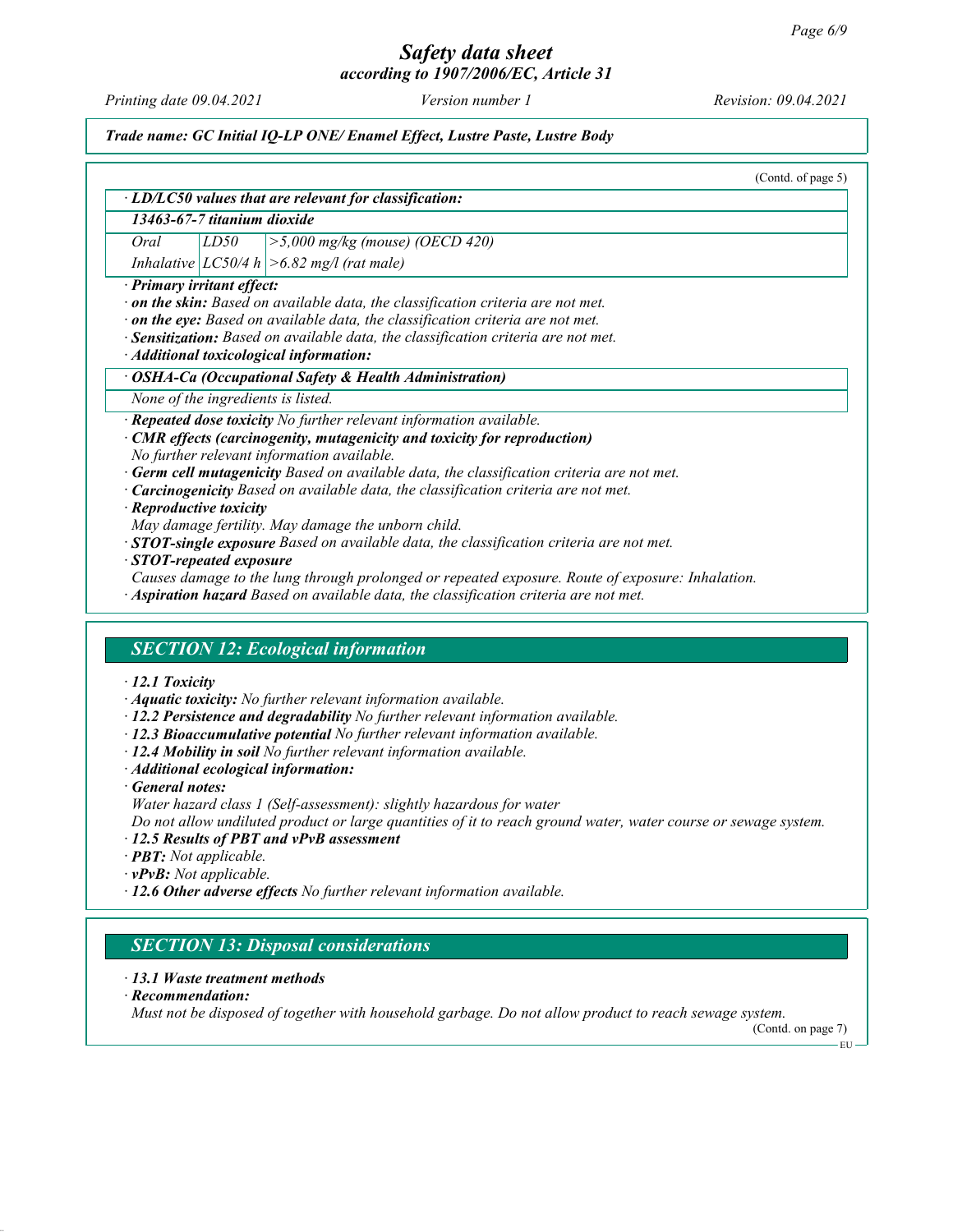(Contd. of page 5)

· **LD/LC50 values that are relevant for classification:**

| 13463-67-7 titanium dioxide | | |
|---|---|---|
| Oral | LD50 | >5,000 mg/kg (mouse) (OECD 420) |
| Inhalative | LC50/4 h | >6.82 mg/l (rat male) |

· **Primary irritant effect:**
· **on the skin:** Based on available data, the classification criteria are not met.
· **on the eye:** Based on available data, the classification criteria are not met.
· **Sensitization:** Based on available data, the classification criteria are not met.
· **Additional toxicological information:**

| · OSHA-Ca (Occupational Safety & Health Administration) |
|---|
| None of the ingredients is listed. |

· **Repeated dose toxicity** No further relevant information available.
· **CMR effects (carcinogenity, mutagenicity and toxicity for reproduction)**
No further relevant information available.
· **Germ cell mutagenicity** Based on available data, the classification criteria are not met.
· **Carcinogenicity** Based on available data, the classification criteria are not met.
· **Reproductive toxicity**
May damage fertility. May damage the unborn child.
· **STOT-single exposure** Based on available data, the classification criteria are not met.
· **STOT-repeated exposure**
Causes damage to the lung through prolonged or repeated exposure. Route of exposure: Inhalation.
· **Aspiration hazard** Based on available data, the classification criteria are not met.

## SECTION 12: Ecological information

· **12.1 Toxicity**
· **Aquatic toxicity:** No further relevant information available.
· **12.2 Persistence and degradability** No further relevant information available.
· **12.3 Bioaccumulative potential** No further relevant information available.
· **12.4 Mobility in soil** No further relevant information available.
· **Additional ecological information:**
· **General notes:**
Water hazard class 1 (Self-assessment): slightly hazardous for water
Do not allow undiluted product or large quantities of it to reach ground water, water course or sewage system.
· **12.5 Results of PBT and vPvB assessment**
· **PBT:** Not applicable.
· **vPvB:** Not applicable.
· **12.6 Other adverse effects** No further relevant information available.

## SECTION 13: Disposal considerations

· **13.1 Waste treatment methods**
· **Recommendation:**
Must not be disposed of together with household garbage. Do not allow product to reach sewage system.

(Contd. on page 7)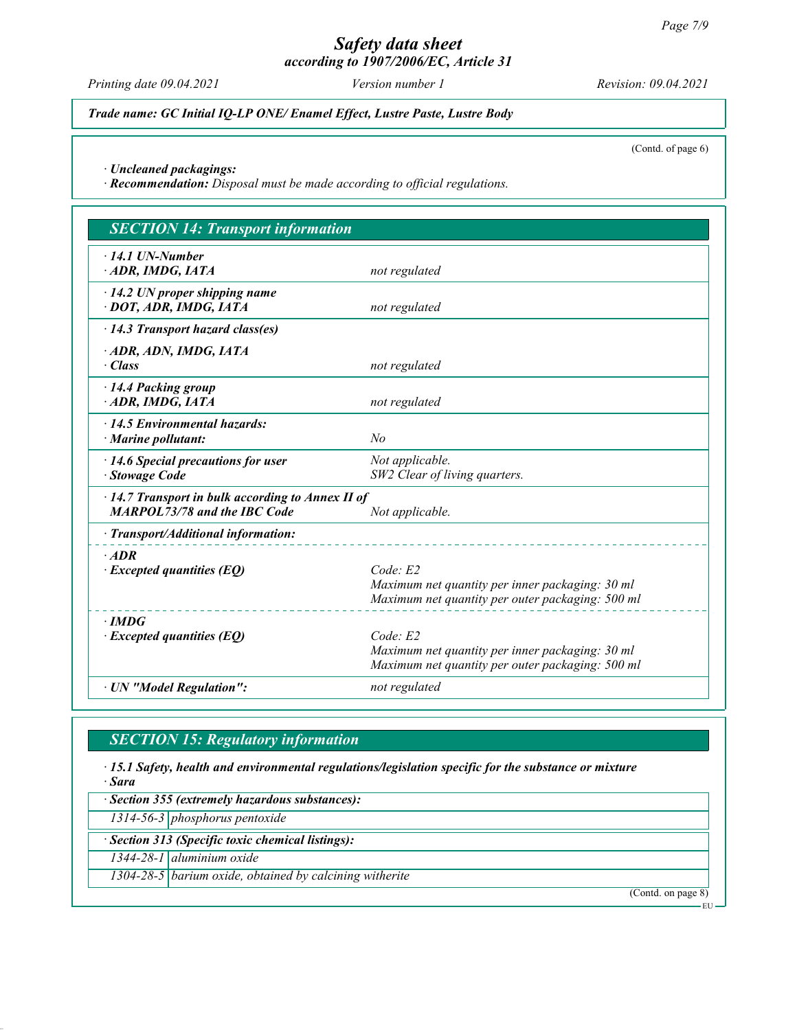# Safety data sheet
## according to 1907/2006/EC, Article 31

Printing date 09.04.2021 | Version number 1 | Revision: 09.04.2021

**Trade name: GC Initial IQ-LP ONE/ Enamel Effect, Lustre Paste, Lustre Body**

(Contd. of page 6)

· **Uncleaned packagings:**
· **Recommendation:** Disposal must be made according to official regulations.

## SECTION 14: Transport information

| | |
|---|---|
| · **14.1 UN-Number** · **ADR, IMDG, IATA** | not regulated |
| · **14.2 UN proper shipping name** · **DOT, ADR, IMDG, IATA** | not regulated |
| · **14.3 Transport hazard class(es)** · **ADR, ADN, IMDG, IATA** · **Class** | not regulated |
| · **14.4 Packing group** · **ADR, IMDG, IATA** | not regulated |
| · **14.5 Environmental hazards:** · **Marine pollutant:** | No |
| · **14.6 Special precautions for user** · **Stowage Code** | Not applicable. SW2 Clear of living quarters. |
| · **14.7 Transport in bulk according to Annex II of MARPOL73/78 and the IBC Code** | Not applicable. |
| · **Transport/Additional information:** | |
| · **ADR** · **Excepted quantities (EQ)** | Code: E2 Maximum net quantity per inner packaging: 30 ml Maximum net quantity per outer packaging: 500 ml |
| · **IMDG** · **Excepted quantities (EQ)** | Code: E2 Maximum net quantity per inner packaging: 30 ml Maximum net quantity per outer packaging: 500 ml |
| · **UN "Model Regulation":** | not regulated |

## SECTION 15: Regulatory information

· **15.1 Safety, health and environmental regulations/legislation specific for the substance or mixture**
· **Sara**

· **Section 355 (extremely hazardous substances):**

| | |
|---|---|
| 1314-56-3 | phosphorus pentoxide |

· **Section 313 (Specific toxic chemical listings):**

| | |
|---|---|
| 1344-28-1 | aluminium oxide |
| 1304-28-5 | barium oxide, obtained by calcining witherite |

(Contd. on page 8)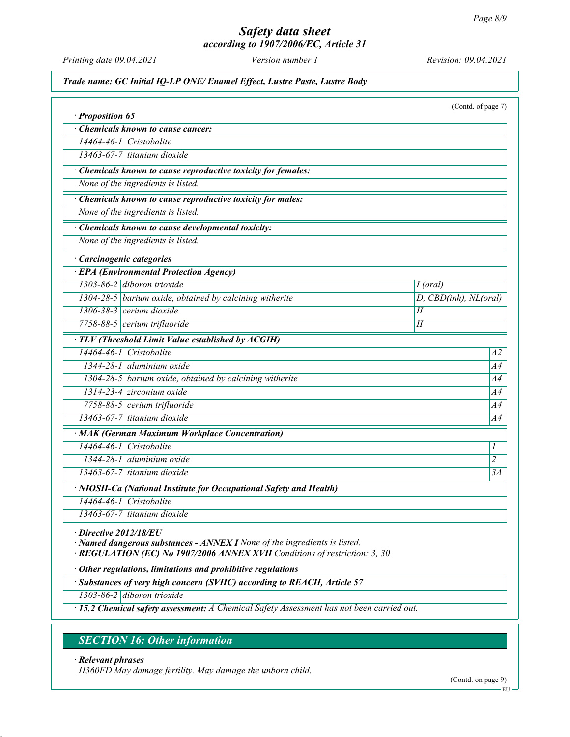(Contd. of page 7)

· **Proposition 65**

· **Chemicals known to cause cancer:**

| | |
|---|---|
| 14464-46-1 | Cristobalite |
| 13463-67-7 | titanium dioxide |

· **Chemicals known to cause reproductive toxicity for females:**

None of the ingredients is listed.

· **Chemicals known to cause reproductive toxicity for males:**

None of the ingredients is listed.

· **Chemicals known to cause developmental toxicity:**

None of the ingredients is listed.

· **Carcinogenic categories**

· **EPA (Environmental Protection Agency)**

| | | |
|---|---|---|
| 1303-86-2 | diboron trioxide | I (oral) |
| 1304-28-5 | barium oxide, obtained by calcining witherite | D, CBD(inh), NL(oral) |
| 1306-38-3 | cerium dioxide | II |
| 7758-88-5 | cerium trifluoride | II |

· **TLV (Threshold Limit Value established by ACGIH)**

| | | |
|---|---|---|
| 14464-46-1 | Cristobalite | A2 |
| 1344-28-1 | aluminium oxide | A4 |
| 1304-28-5 | barium oxide, obtained by calcining witherite | A4 |
| 1314-23-4 | zirconium oxide | A4 |
| 7758-88-5 | cerium trifluoride | A4 |
| 13463-67-7 | titanium dioxide | A4 |

· **MAK (German Maximum Workplace Concentration)**

| | | |
|---|---|---|
| 14464-46-1 | Cristobalite | 1 |
| 1344-28-1 | aluminium oxide | 2 |
| 13463-67-7 | titanium dioxide | 3A |

· **NIOSH-Ca (National Institute for Occupational Safety and Health)**

| | |
|---|---|
| 14464-46-1 | Cristobalite |
| 13463-67-7 | titanium dioxide |

· **Directive 2012/18/EU**

· **Named dangerous substances - ANNEX I** None of the ingredients is listed.

· **REGULATION (EC) No 1907/2006 ANNEX XVII** Conditions of restriction: 3, 30

· **Other regulations, limitations and prohibitive regulations**

· **Substances of very high concern (SVHC) according to REACH, Article 57**

| | |
|---|---|
| 1303-86-2 | diboron trioxide |

· **15.2 Chemical safety assessment:** A Chemical Safety Assessment has not been carried out.

## SECTION 16: Other information

· **Relevant phrases**

H360FD May damage fertility. May damage the unborn child.

(Contd. on page 9)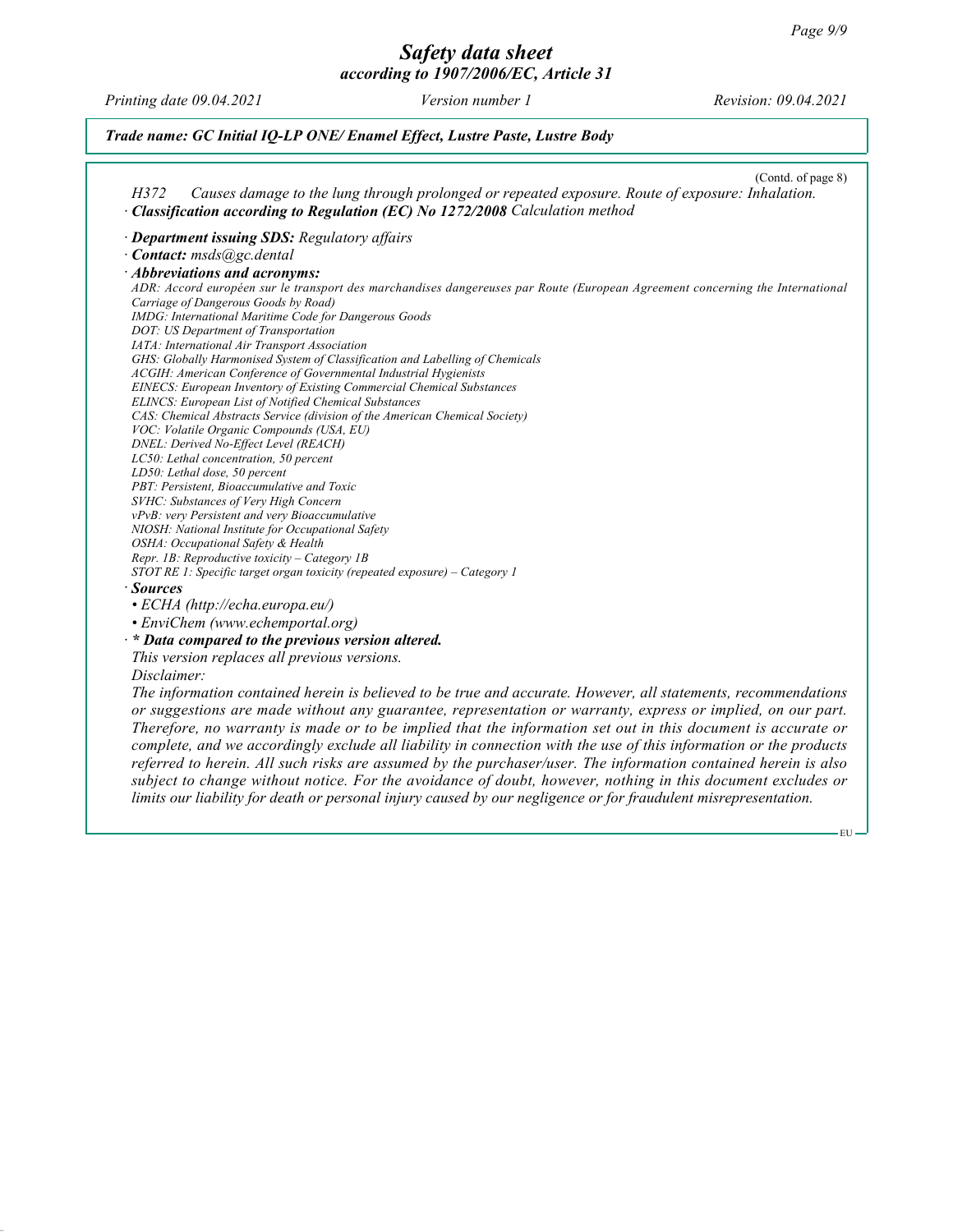(Contd. of page 8)

H372 Causes damage to the lung through prolonged or repeated exposure. Route of exposure: Inhalation.

· **Classification according to Regulation (EC) No 1272/2008** Calculation method

· **Department issuing SDS:** Regulatory affairs

· **Contact:** msds@gc.dental

· **Abbreviations and acronyms:**

ADR: Accord européen sur le transport des marchandises dangereuses par Route (European Agreement concerning the International Carriage of Dangerous Goods by Road)
IMDG: International Maritime Code for Dangerous Goods
DOT: US Department of Transportation
IATA: International Air Transport Association
GHS: Globally Harmonised System of Classification and Labelling of Chemicals
ACGIH: American Conference of Governmental Industrial Hygienists
EINECS: European Inventory of Existing Commercial Chemical Substances
ELINCS: European List of Notified Chemical Substances
CAS: Chemical Abstracts Service (division of the American Chemical Society)
VOC: Volatile Organic Compounds (USA, EU)
DNEL: Derived No-Effect Level (REACH)
LC50: Lethal concentration, 50 percent
LD50: Lethal dose, 50 percent
PBT: Persistent, Bioaccumulative and Toxic
SVHC: Substances of Very High Concern
vPvB: very Persistent and very Bioaccumulative
NIOSH: National Institute for Occupational Safety
OSHA: Occupational Safety & Health
Repr. 1B: Reproductive toxicity – Category 1B
STOT RE 1: Specific target organ toxicity (repeated exposure) – Category 1

· **Sources**

- ECHA (http://echa.europa.eu/)
- EnviChem (www.echemportal.org)

· **\* Data compared to the previous version altered.**

This version replaces all previous versions.

Disclaimer:

The information contained herein is believed to be true and accurate. However, all statements, recommendations or suggestions are made without any guarantee, representation or warranty, express or implied, on our part. Therefore, no warranty is made or to be implied that the information set out in this document is accurate or complete, and we accordingly exclude all liability in connection with the use of this information or the products referred to herein. All such risks are assumed by the purchaser/user. The information contained herein is also subject to change without notice. For the avoidance of doubt, however, nothing in this document excludes or limits our liability for death or personal injury caused by our negligence or for fraudulent misrepresentation.